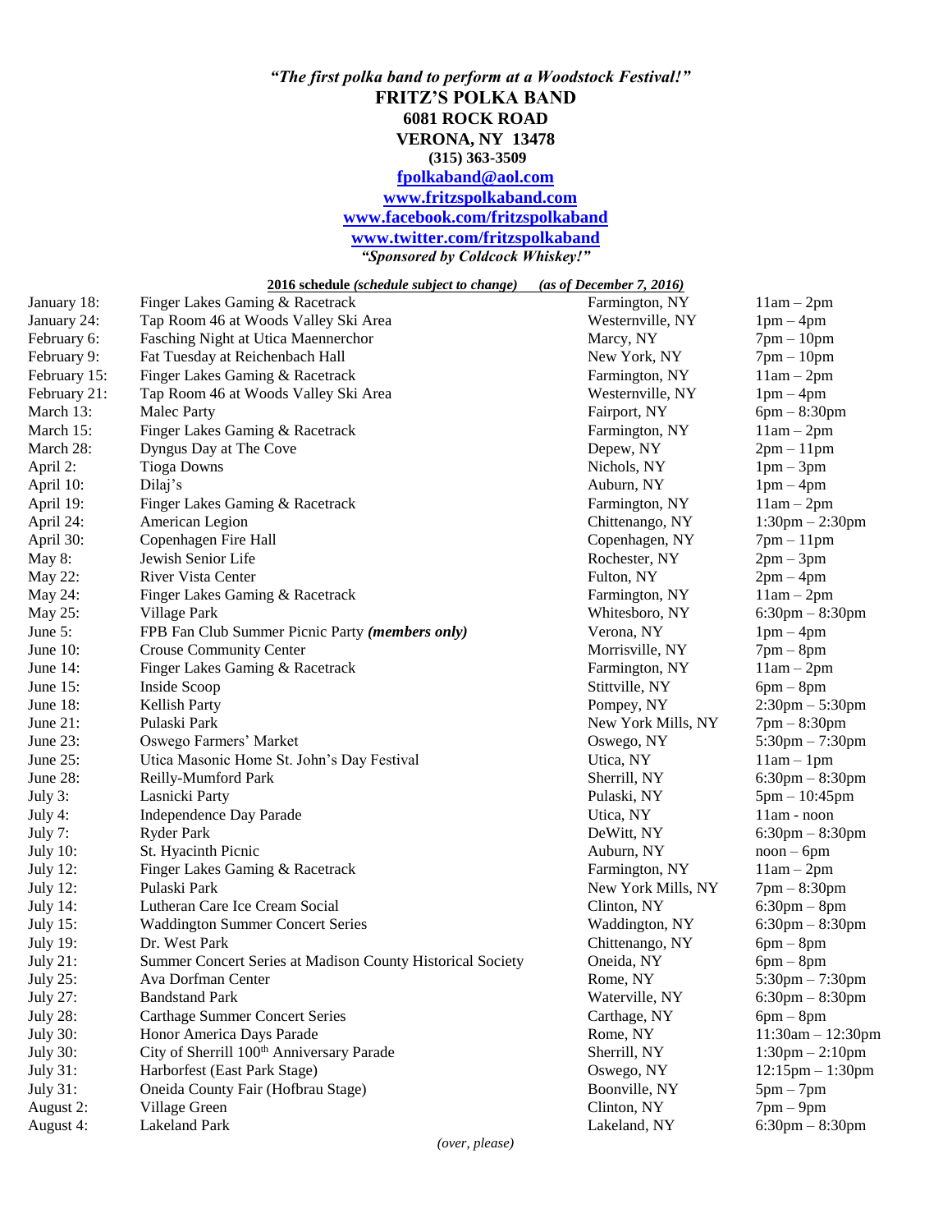***"The first polka band to perform at a Woodstock Festival!"***

**FRITZ'S POLKA BAND**
**6081 ROCK ROAD**
**VERONA, NY 13478**
**(315) 363-3509**
**fpolkaband@aol.com**
**www.fritzspolkaband.com**
**www.facebook.com/fritzspolkaband**
**www.twitter.com/fritzspolkaband**
***"Sponsored by Coldcock Whiskey!"***

**2016 schedule** ***(schedule subject to change)*** ***(as of December 7, 2016)***

| | | | |
|---|---|---|---|
| January 18: | Finger Lakes Gaming & Racetrack | Farmington, NY | 11am – 2pm |
| January 24: | Tap Room 46 at Woods Valley Ski Area | Westernville, NY | 1pm – 4pm |
| February 6: | Fasching Night at Utica Maennerchor | Marcy, NY | 7pm – 10pm |
| February 9: | Fat Tuesday at Reichenbach Hall | New York, NY | 7pm – 10pm |
| February 15: | Finger Lakes Gaming & Racetrack | Farmington, NY | 11am – 2pm |
| February 21: | Tap Room 46 at Woods Valley Ski Area | Westernville, NY | 1pm – 4pm |
| March 13: | Malec Party | Fairport, NY | 6pm – 8:30pm |
| March 15: | Finger Lakes Gaming & Racetrack | Farmington, NY | 11am – 2pm |
| March 28: | Dyngus Day at The Cove | Depew, NY | 2pm – 11pm |
| April 2: | Tioga Downs | Nichols, NY | 1pm – 3pm |
| April 10: | Dilaj's | Auburn, NY | 1pm – 4pm |
| April 19: | Finger Lakes Gaming & Racetrack | Farmington, NY | 11am – 2pm |
| April 24: | American Legion | Chittenango, NY | 1:30pm – 2:30pm |
| April 30: | Copenhagen Fire Hall | Copenhagen, NY | 7pm – 11pm |
| May 8: | Jewish Senior Life | Rochester, NY | 2pm – 3pm |
| May 22: | River Vista Center | Fulton, NY | 2pm – 4pm |
| May 24: | Finger Lakes Gaming & Racetrack | Farmington, NY | 11am – 2pm |
| May 25: | Village Park | Whitesboro, NY | 6:30pm – 8:30pm |
| June 5: | FPB Fan Club Summer Picnic Party ***(members only)*** | Verona, NY | 1pm – 4pm |
| June 10: | Crouse Community Center | Morrisville, NY | 7pm – 8pm |
| June 14: | Finger Lakes Gaming & Racetrack | Farmington, NY | 11am – 2pm |
| June 15: | Inside Scoop | Stittville, NY | 6pm – 8pm |
| June 18: | Kellish Party | Pompey, NY | 2:30pm – 5:30pm |
| June 21: | Pulaski Park | New York Mills, NY | 7pm – 8:30pm |
| June 23: | Oswego Farmers' Market | Oswego, NY | 5:30pm – 7:30pm |
| June 25: | Utica Masonic Home St. John's Day Festival | Utica, NY | 11am – 1pm |
| June 28: | Reilly-Mumford Park | Sherrill, NY | 6:30pm – 8:30pm |
| July 3: | Lasnicki Party | Pulaski, NY | 5pm – 10:45pm |
| July 4: | Independence Day Parade | Utica, NY | 11am - noon |
| July 7: | Ryder Park | DeWitt, NY | 6:30pm – 8:30pm |
| July 10: | St. Hyacinth Picnic | Auburn, NY | noon – 6pm |
| July 12: | Finger Lakes Gaming & Racetrack | Farmington, NY | 11am – 2pm |
| July 12: | Pulaski Park | New York Mills, NY | 7pm – 8:30pm |
| July 14: | Lutheran Care Ice Cream Social | Clinton, NY | 6:30pm – 8pm |
| July 15: | Waddington Summer Concert Series | Waddington, NY | 6:30pm – 8:30pm |
| July 19: | Dr. West Park | Chittenango, NY | 6pm – 8pm |
| July 21: | Summer Concert Series at Madison County Historical Society | Oneida, NY | 6pm – 8pm |
| July 25: | Ava Dorfman Center | Rome, NY | 5:30pm – 7:30pm |
| July 27: | Bandstand Park | Waterville, NY | 6:30pm – 8:30pm |
| July 28: | Carthage Summer Concert Series | Carthage, NY | 6pm – 8pm |
| July 30: | Honor America Days Parade | Rome, NY | 11:30am – 12:30pm |
| July 30: | City of Sherrill 100th Anniversary Parade | Sherrill, NY | 1:30pm – 2:10pm |
| July 31: | Harborfest (East Park Stage) | Oswego, NY | 12:15pm – 1:30pm |
| July 31: | Oneida County Fair (Hofbrau Stage) | Boonville, NY | 5pm – 7pm |
| August 2: | Village Green | Clinton, NY | 7pm – 9pm |
| August 4: | Lakeland Park | Lakeland, NY | 6:30pm – 8:30pm |

*(over, please)*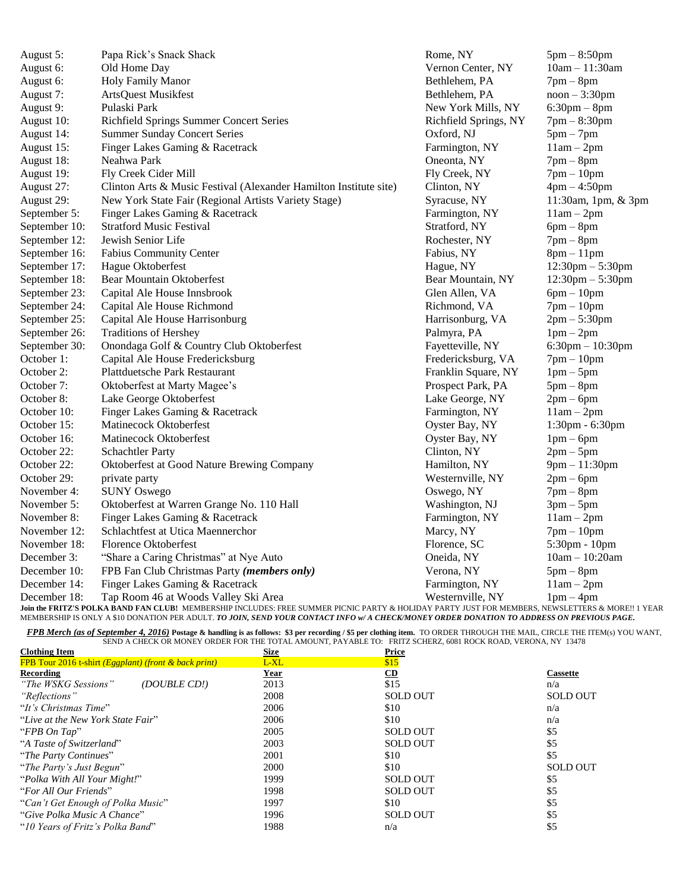| | | | |
|---|---|---|---|
| August 5: | Papa Rick's Snack Shack | Rome, NY | 5pm – 8:50pm |
| August 6: | Old Home Day | Vernon Center, NY | 10am – 11:30am |
| August 6: | Holy Family Manor | Bethlehem, PA | 7pm – 8pm |
| August 7: | ArtsQuest Musikfest | Bethlehem, PA | noon – 3:30pm |
| August 9: | Pulaski Park | New York Mills, NY | 6:30pm – 8pm |
| August 10: | Richfield Springs Summer Concert Series | Richfield Springs, NY | 7pm – 8:30pm |
| August 14: | Summer Sunday Concert Series | Oxford, NJ | 5pm – 7pm |
| August 15: | Finger Lakes Gaming & Racetrack | Farmington, NY | 11am – 2pm |
| August 18: | Neahwa Park | Oneonta, NY | 7pm – 8pm |
| August 19: | Fly Creek Cider Mill | Fly Creek, NY | 7pm – 10pm |
| August 27: | Clinton Arts & Music Festival (Alexander Hamilton Institute site) | Clinton, NY | 4pm – 4:50pm |
| August 29: | New York State Fair (Regional Artists Variety Stage) | Syracuse, NY | 11:30am, 1pm, & 3pm |
| September 5: | Finger Lakes Gaming & Racetrack | Farmington, NY | 11am – 2pm |
| September 10: | Stratford Music Festival | Stratford, NY | 6pm – 8pm |
| September 12: | Jewish Senior Life | Rochester, NY | 7pm – 8pm |
| September 16: | Fabius Community Center | Fabius, NY | 8pm – 11pm |
| September 17: | Hague Oktoberfest | Hague, NY | 12:30pm – 5:30pm |
| September 18: | Bear Mountain Oktoberfest | Bear Mountain, NY | 12:30pm – 5:30pm |
| September 23: | Capital Ale House Innsbrook | Glen Allen, VA | 6pm – 10pm |
| September 24: | Capital Ale House Richmond | Richmond, VA | 7pm – 10pm |
| September 25: | Capital Ale House Harrisonburg | Harrisonburg, VA | 2pm – 5:30pm |
| September 26: | Traditions of Hershey | Palmyra, PA | 1pm – 2pm |
| September 30: | Onondaga Golf & Country Club Oktoberfest | Fayetteville, NY | 6:30pm – 10:30pm |
| October 1: | Capital Ale House Fredericksburg | Fredericksburg, VA | 7pm – 10pm |
| October 2: | Plattduetsche Park Restaurant | Franklin Square, NY | 1pm – 5pm |
| October 7: | Oktoberfest at Marty Magee's | Prospect Park, PA | 5pm – 8pm |
| October 8: | Lake George Oktoberfest | Lake George, NY | 2pm – 6pm |
| October 10: | Finger Lakes Gaming & Racetrack | Farmington, NY | 11am – 2pm |
| October 15: | Matinecock Oktoberfest | Oyster Bay, NY | 1:30pm - 6:30pm |
| October 16: | Matinecock Oktoberfest | Oyster Bay, NY | 1pm – 6pm |
| October 22: | Schachtler Party | Clinton, NY | 2pm – 5pm |
| October 22: | Oktoberfest at Good Nature Brewing Company | Hamilton, NY | 9pm – 11:30pm |
| October 29: | private party | Westernville, NY | 2pm – 6pm |
| November 4: | SUNY Oswego | Oswego, NY | 7pm – 8pm |
| November 5: | Oktoberfest at Warren Grange No. 110 Hall | Washington, NJ | 3pm – 5pm |
| November 8: | Finger Lakes Gaming & Racetrack | Farmington, NY | 11am – 2pm |
| November 12: | Schlachtfest at Utica Maennerchor | Marcy, NY | 7pm – 10pm |
| November 18: | Florence Oktoberfest | Florence, SC | 5:30pm - 10pm |
| December 3: | "Share a Caring Christmas" at Nye Auto | Oneida, NY | 10am – 10:20am |
| December 10: | FPB Fan Club Christmas Party ***(members only)*** | Verona, NY | 5pm – 8pm |
| December 14: | Finger Lakes Gaming & Racetrack | Farmington, NY | 11am – 2pm |
| December 18: | Tap Room 46 at Woods Valley Ski Area | Westernville, NY | 1pm – 4pm |

**Join the FRITZ'S POLKA BAND FAN CLUB!** MEMBERSHIP INCLUDES: FREE SUMMER PICNIC PARTY & HOLIDAY PARTY JUST FOR MEMBERS, NEWSLETTERS & MORE!! 1 YEAR MEMBERSHIP IS ONLY A $10 DONATION PER ADULT. ***TO JOIN, SEND YOUR CONTACT INFO w/ A CHECK/MONEY ORDER DONATION TO ADDRESS ON PREVIOUS PAGE.***

***FPB Merch (as of September 4, 2016)*** **Postage & handling is as follows: $3 per recording / $5 per clothing item.** TO ORDER THROUGH THE MAIL, CIRCLE THE ITEM(S) YOU WANT, SEND A CHECK OR MONEY ORDER FOR THE TOTAL AMOUNT, PAYABLE TO: FRITZ SCHERZ, 6081 ROCK ROAD, VERONA, NY 13478

| **Clothing Item** | **Size** | **Price** | |
|---|---|---|---|
| FPB Tour 2016 t-shirt *(Eggplant) (front & back print)* | L-XL | $15 | |
| **Recording** | **Year** | **CD** | **Cassette** |
| *"The WSKG Sessions" (DOUBLE CD!)* | 2013 | $15 | n/a |
| *"Reflections"* | 2008 | SOLD OUT | SOLD OUT |
| "*It's Christmas Time*" | 2006 | $10 | n/a |
| "*Live at the New York State Fair*" | 2006 | $10 | n/a |
| "*FPB On Tap*" | 2005 | SOLD OUT | $5 |
| "*A Taste of Switzerland*" | 2003 | SOLD OUT | $5 |
| "*The Party Continues*" | 2001 | $10 | $5 |
| "*The Party's Just Begun*" | 2000 | $10 | SOLD OUT |
| "*Polka With All Your Might!*" | 1999 | SOLD OUT | $5 |
| "*For All Our Friends*" | 1998 | SOLD OUT | $5 |
| "*Can't Get Enough of Polka Music*" | 1997 | $10 | $5 |
| "*Give Polka Music A Chance*" | 1996 | SOLD OUT | $5 |
| "*10 Years of Fritz's Polka Band*" | 1988 | n/a | $5 |